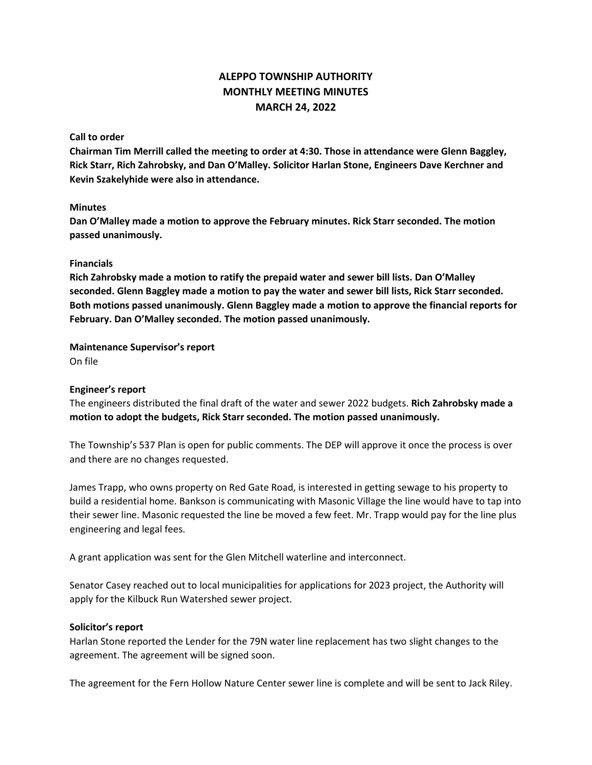# ALEPPO TOWNSHIP AUTHORITY
# MONTHLY MEETING MINUTES
# MARCH 24, 2022

**Call to order**

**Chairman Tim Merrill called the meeting to order at 4:30. Those in attendance were Glenn Baggley, Rick Starr, Rich Zahrobsky, and Dan O'Malley. Solicitor Harlan Stone, Engineers Dave Kerchner and Kevin Szakelyhide were also in attendance.**

**Minutes**

**Dan O'Malley made a motion to approve the February minutes. Rick Starr seconded. The motion passed unanimously.**

**Financials**

**Rich Zahrobsky made a motion to ratify the prepaid water and sewer bill lists. Dan O'Malley seconded. Glenn Baggley made a motion to pay the water and sewer bill lists, Rick Starr seconded. Both motions passed unanimously. Glenn Baggley made a motion to approve the financial reports for February. Dan O'Malley seconded. The motion passed unanimously.**

**Maintenance Supervisor's report**

On file

**Engineer's report**

The engineers distributed the final draft of the water and sewer 2022 budgets. **Rich Zahrobsky made a motion to adopt the budgets, Rick Starr seconded. The motion passed unanimously.**

The Township's 537 Plan is open for public comments. The DEP will approve it once the process is over and there are no changes requested.

James Trapp, who owns property on Red Gate Road, is interested in getting sewage to his property to build a residential home. Bankson is communicating with Masonic Village the line would have to tap into their sewer line. Masonic requested the line be moved a few feet. Mr. Trapp would pay for the line plus engineering and legal fees.

A grant application was sent for the Glen Mitchell waterline and interconnect.

Senator Casey reached out to local municipalities for applications for 2023 project, the Authority will apply for the Kilbuck Run Watershed sewer project.

**Solicitor's report**

Harlan Stone reported the Lender for the 79N water line replacement has two slight changes to the agreement. The agreement will be signed soon.

The agreement for the Fern Hollow Nature Center sewer line is complete and will be sent to Jack Riley.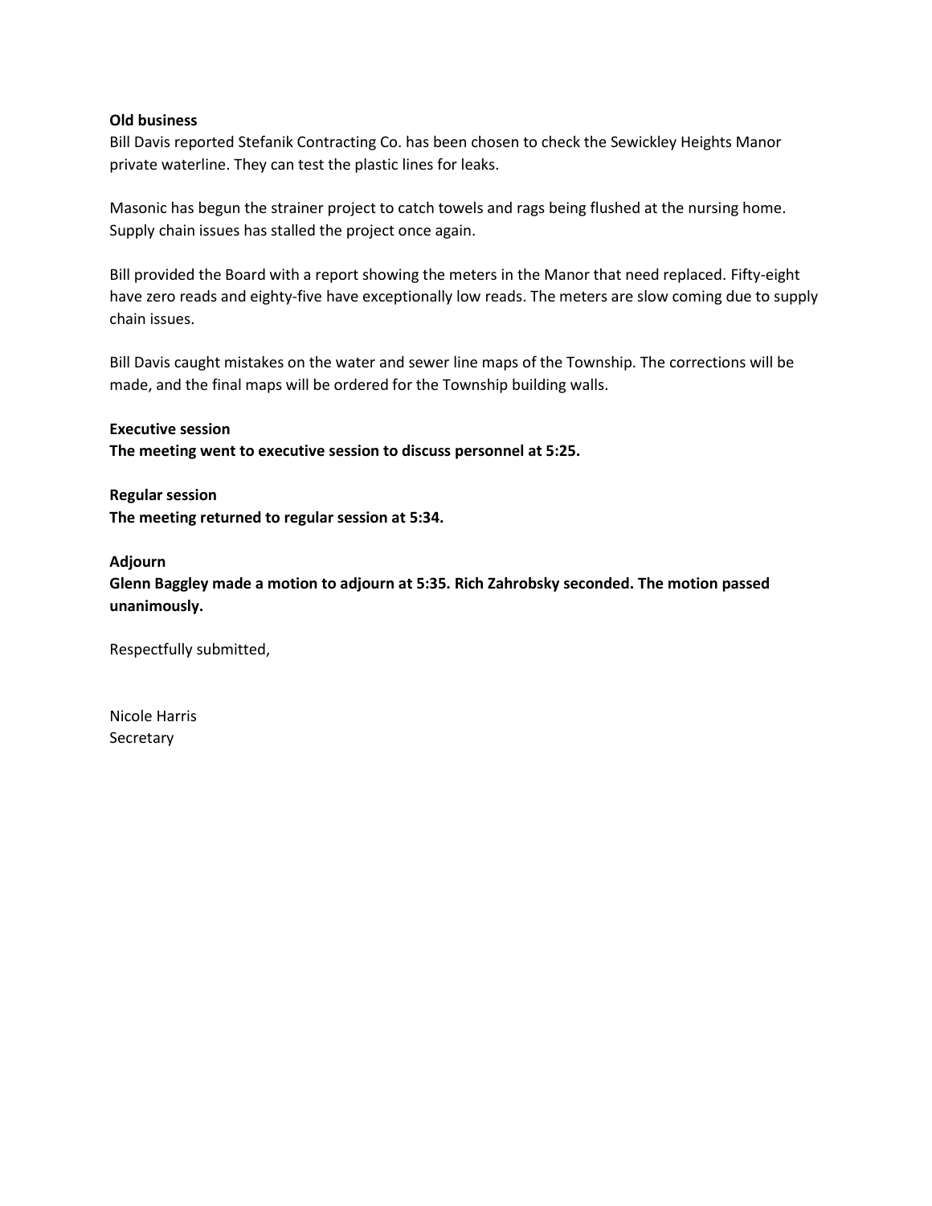**Old business**

Bill Davis reported Stefanik Contracting Co. has been chosen to check the Sewickley Heights Manor private waterline. They can test the plastic lines for leaks.

Masonic has begun the strainer project to catch towels and rags being flushed at the nursing home. Supply chain issues has stalled the project once again.

Bill provided the Board with a report showing the meters in the Manor that need replaced. Fifty-eight have zero reads and eighty-five have exceptionally low reads. The meters are slow coming due to supply chain issues.

Bill Davis caught mistakes on the water and sewer line maps of the Township. The corrections will be made, and the final maps will be ordered for the Township building walls.

**Executive session**

**The meeting went to executive session to discuss personnel at 5:25.**

**Regular session**

**The meeting returned to regular session at 5:34.**

**Adjourn**

**Glenn Baggley made a motion to adjourn at 5:35. Rich Zahrobsky seconded. The motion passed unanimously.**

Respectfully submitted,

Nicole Harris  
Secretary